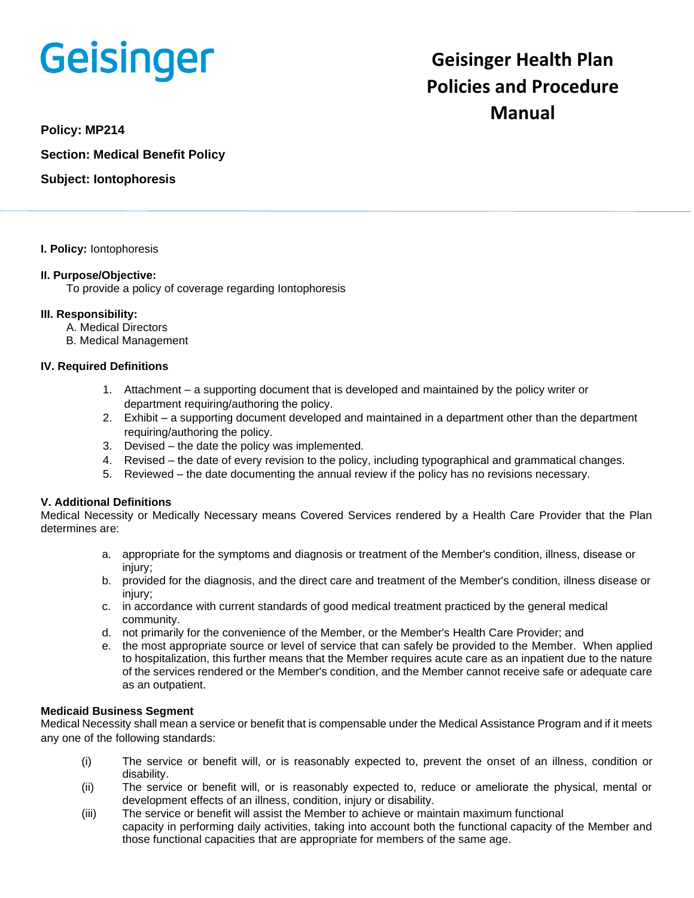Geisinger

# Geisinger Health Plan Policies and Procedure Manual

**Policy: MP214**

**Section: Medical Benefit Policy**

**Subject: Iontophoresis**

**I. Policy:** Iontophoresis

**II. Purpose/Objective:**
To provide a policy of coverage regarding Iontophoresis

**III. Responsibility:**
A. Medical Directors
B. Medical Management

**IV. Required Definitions**

1. Attachment – a supporting document that is developed and maintained by the policy writer or department requiring/authoring the policy.
2. Exhibit – a supporting document developed and maintained in a department other than the department requiring/authoring the policy.
3. Devised – the date the policy was implemented.
4. Revised – the date of every revision to the policy, including typographical and grammatical changes.
5. Reviewed – the date documenting the annual review if the policy has no revisions necessary.

**V. Additional Definitions**
Medical Necessity or Medically Necessary means Covered Services rendered by a Health Care Provider that the Plan determines are:

a. appropriate for the symptoms and diagnosis or treatment of the Member's condition, illness, disease or injury;
b. provided for the diagnosis, and the direct care and treatment of the Member's condition, illness disease or injury;
c. in accordance with current standards of good medical treatment practiced by the general medical community.
d. not primarily for the convenience of the Member, or the Member's Health Care Provider; and
e. the most appropriate source or level of service that can safely be provided to the Member. When applied to hospitalization, this further means that the Member requires acute care as an inpatient due to the nature of the services rendered or the Member's condition, and the Member cannot receive safe or adequate care as an outpatient.

**Medicaid Business Segment**
Medical Necessity shall mean a service or benefit that is compensable under the Medical Assistance Program and if it meets any one of the following standards:

(i) The service or benefit will, or is reasonably expected to, prevent the onset of an illness, condition or disability.
(ii) The service or benefit will, or is reasonably expected to, reduce or ameliorate the physical, mental or development effects of an illness, condition, injury or disability.
(iii) The service or benefit will assist the Member to achieve or maintain maximum functional capacity in performing daily activities, taking into account both the functional capacity of the Member and those functional capacities that are appropriate for members of the same age.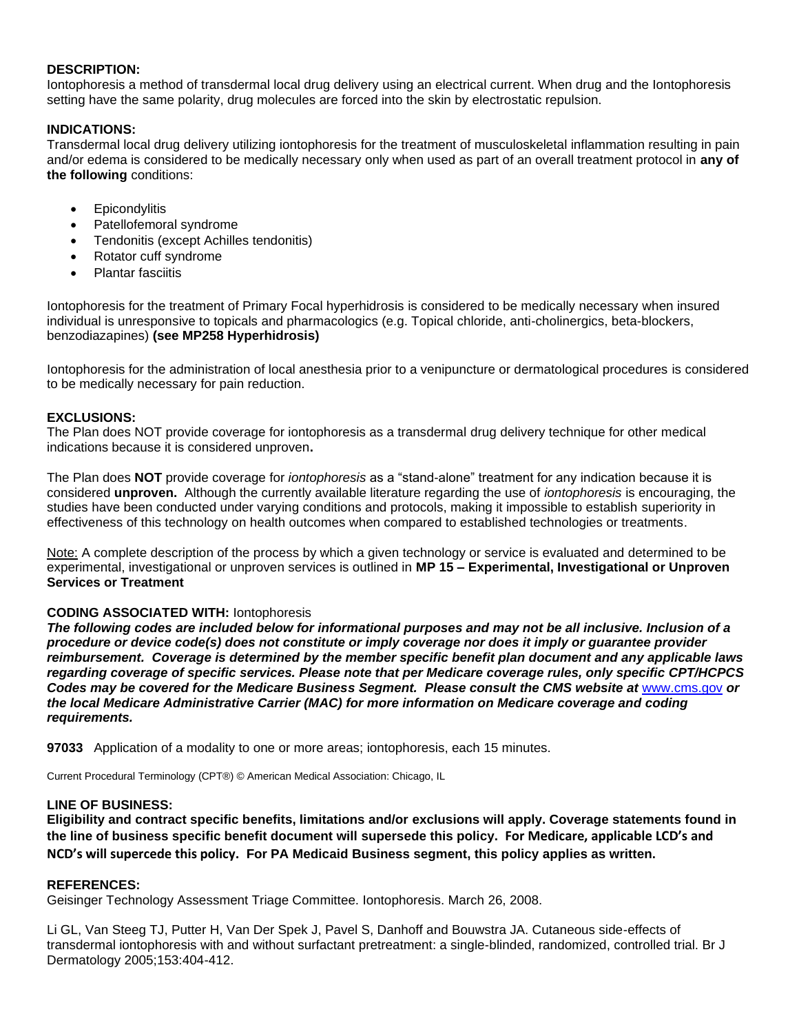**DESCRIPTION:**
Iontophoresis a method of transdermal local drug delivery using an electrical current. When drug and the Iontophoresis setting have the same polarity, drug molecules are forced into the skin by electrostatic repulsion.

**INDICATIONS:**
Transdermal local drug delivery utilizing iontophoresis for the treatment of musculoskeletal inflammation resulting in pain and/or edema is considered to be medically necessary only when used as part of an overall treatment protocol in **any of the following** conditions:

- Epicondylitis
- Patellofemoral syndrome
- Tendonitis (except Achilles tendonitis)
- Rotator cuff syndrome
- Plantar fasciitis

Iontophoresis for the treatment of Primary Focal hyperhidrosis is considered to be medically necessary when insured individual is unresponsive to topicals and pharmacologics (e.g. Topical chloride, anti-cholinergics, beta-blockers, benzodiazapines) **(see MP258 Hyperhidrosis)**

Iontophoresis for the administration of local anesthesia prior to a venipuncture or dermatological procedures is considered to be medically necessary for pain reduction.

**EXCLUSIONS:**
The Plan does NOT provide coverage for iontophoresis as a transdermal drug delivery technique for other medical indications because it is considered unproven**.**

The Plan does **NOT** provide coverage for *iontophoresis* as a "stand-alone" treatment for any indication because it is considered **unproven.** Although the currently available literature regarding the use of *iontophoresis* is encouraging, the studies have been conducted under varying conditions and protocols, making it impossible to establish superiority in effectiveness of this technology on health outcomes when compared to established technologies or treatments.

Note: A complete description of the process by which a given technology or service is evaluated and determined to be experimental, investigational or unproven services is outlined in **MP 15 – Experimental, Investigational or Unproven Services or Treatment**

**CODING ASSOCIATED WITH:** Iontophoresis
***The following codes are included below for informational purposes and may not be all inclusive. Inclusion of a procedure or device code(s) does not constitute or imply coverage nor does it imply or guarantee provider reimbursement. Coverage is determined by the member specific benefit plan document and any applicable laws regarding coverage of specific services. Please note that per Medicare coverage rules, only specific CPT/HCPCS Codes may be covered for the Medicare Business Segment. Please consult the CMS website at*** www.cms.gov ***or the local Medicare Administrative Carrier (MAC) for more information on Medicare coverage and coding requirements.***

**97033** Application of a modality to one or more areas; iontophoresis, each 15 minutes.

Current Procedural Terminology (CPT®) © American Medical Association: Chicago, IL

**LINE OF BUSINESS:**
**Eligibility and contract specific benefits, limitations and/or exclusions will apply. Coverage statements found in the line of business specific benefit document will supersede this policy. For Medicare, applicable LCD's and NCD's will supercede this policy. For PA Medicaid Business segment, this policy applies as written.**

**REFERENCES:**
Geisinger Technology Assessment Triage Committee. Iontophoresis. March 26, 2008.

Li GL, Van Steeg TJ, Putter H, Van Der Spek J, Pavel S, Danhoff and Bouwstra JA. Cutaneous side-effects of transdermal iontophoresis with and without surfactant pretreatment: a single-blinded, randomized, controlled trial. Br J Dermatology 2005;153:404-412.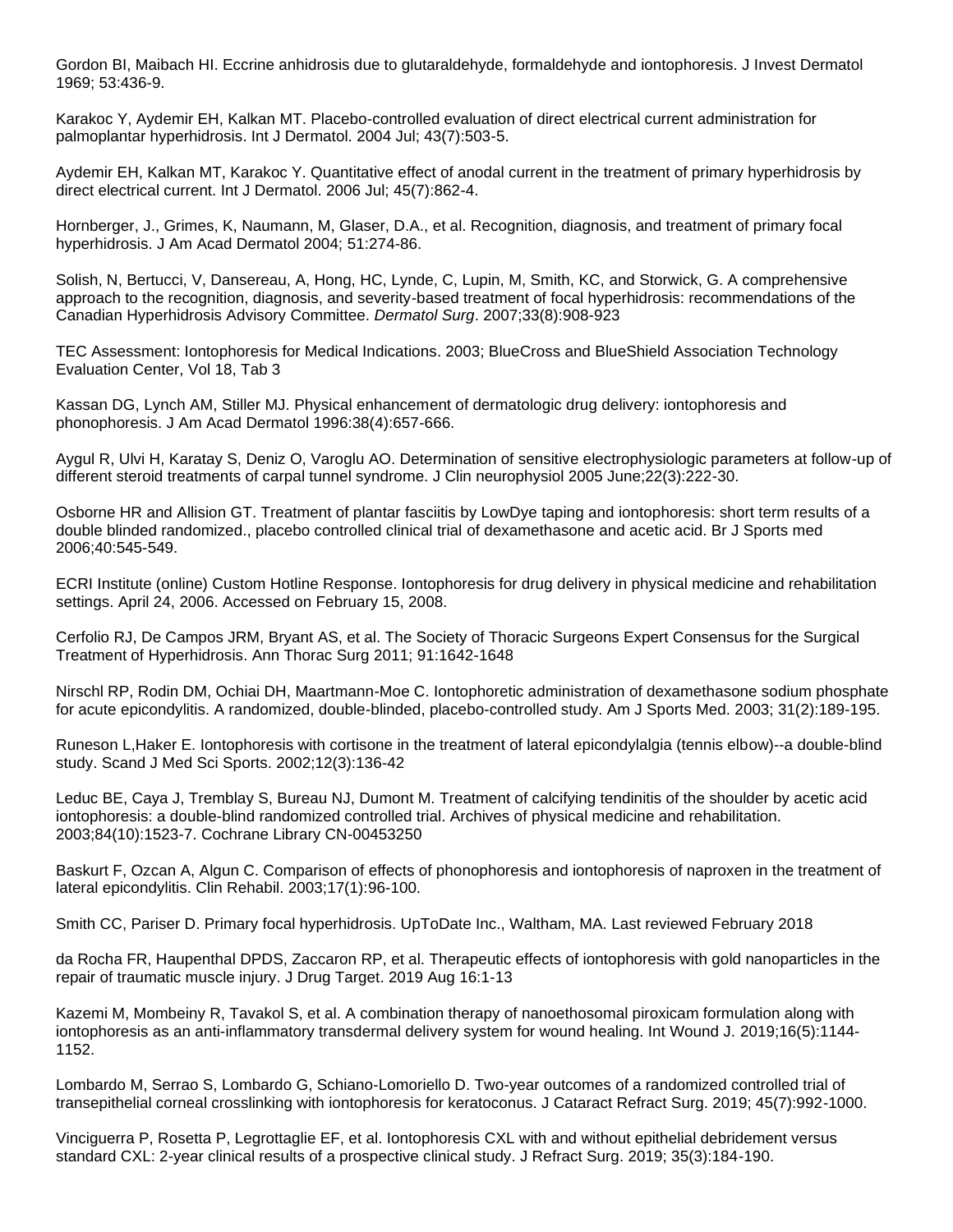Gordon BI, Maibach HI. Eccrine anhidrosis due to glutaraldehyde, formaldehyde and iontophoresis. J Invest Dermatol 1969; 53:436-9.

Karakoc Y, Aydemir EH, Kalkan MT. Placebo-controlled evaluation of direct electrical current administration for palmoplantar hyperhidrosis. Int J Dermatol. 2004 Jul; 43(7):503-5.

Aydemir EH, Kalkan MT, Karakoc Y. Quantitative effect of anodal current in the treatment of primary hyperhidrosis by direct electrical current. Int J Dermatol. 2006 Jul; 45(7):862-4.

Hornberger, J., Grimes, K, Naumann, M, Glaser, D.A., et al. Recognition, diagnosis, and treatment of primary focal hyperhidrosis. J Am Acad Dermatol 2004; 51:274-86.

Solish, N, Bertucci, V, Dansereau, A, Hong, HC, Lynde, C, Lupin, M, Smith, KC, and Storwick, G. A comprehensive approach to the recognition, diagnosis, and severity-based treatment of focal hyperhidrosis: recommendations of the Canadian Hyperhidrosis Advisory Committee. *Dermatol Surg*. 2007;33(8):908-923

TEC Assessment: Iontophoresis for Medical Indications. 2003; BlueCross and BlueShield Association Technology Evaluation Center, Vol 18, Tab 3

Kassan DG, Lynch AM, Stiller MJ. Physical enhancement of dermatologic drug delivery: iontophoresis and phonophoresis. J Am Acad Dermatol 1996:38(4):657-666.

Aygul R, Ulvi H, Karatay S, Deniz O, Varoglu AO. Determination of sensitive electrophysiologic parameters at follow-up of different steroid treatments of carpal tunnel syndrome. J Clin neurophysiol 2005 June;22(3):222-30.

Osborne HR and Allision GT. Treatment of plantar fasciitis by LowDye taping and iontophoresis: short term results of a double blinded randomized., placebo controlled clinical trial of dexamethasone and acetic acid. Br J Sports med 2006;40:545-549.

ECRI Institute (online) Custom Hotline Response. Iontophoresis for drug delivery in physical medicine and rehabilitation settings. April 24, 2006. Accessed on February 15, 2008.

Cerfolio RJ, De Campos JRM, Bryant AS, et al. The Society of Thoracic Surgeons Expert Consensus for the Surgical Treatment of Hyperhidrosis. Ann Thorac Surg 2011; 91:1642-1648

Nirschl RP, Rodin DM, Ochiai DH, Maartmann-Moe C. Iontophoretic administration of dexamethasone sodium phosphate for acute epicondylitis. A randomized, double-blinded, placebo-controlled study. Am J Sports Med. 2003; 31(2):189-195.

Runeson L,Haker E. Iontophoresis with cortisone in the treatment of lateral epicondylalgia (tennis elbow)--a double-blind study. Scand J Med Sci Sports. 2002;12(3):136-42

Leduc BE, Caya J, Tremblay S, Bureau NJ, Dumont M. Treatment of calcifying tendinitis of the shoulder by acetic acid iontophoresis: a double-blind randomized controlled trial. Archives of physical medicine and rehabilitation. 2003;84(10):1523-7. Cochrane Library CN-00453250

Baskurt F, Ozcan A, Algun C. Comparison of effects of phonophoresis and iontophoresis of naproxen in the treatment of lateral epicondylitis. Clin Rehabil. 2003;17(1):96-100.

Smith CC, Pariser D. Primary focal hyperhidrosis. UpToDate Inc., Waltham, MA. Last reviewed February 2018

da Rocha FR, Haupenthal DPDS, Zaccaron RP, et al. Therapeutic effects of iontophoresis with gold nanoparticles in the repair of traumatic muscle injury. J Drug Target. 2019 Aug 16:1-13

Kazemi M, Mombeiny R, Tavakol S, et al. A combination therapy of nanoethosomal piroxicam formulation along with iontophoresis as an anti-inflammatory transdermal delivery system for wound healing. Int Wound J. 2019;16(5):1144-1152.

Lombardo M, Serrao S, Lombardo G, Schiano-Lomoriello D. Two-year outcomes of a randomized controlled trial of transepithelial corneal crosslinking with iontophoresis for keratoconus. J Cataract Refract Surg. 2019; 45(7):992-1000.

Vinciguerra P, Rosetta P, Legrottaglie EF, et al. Iontophoresis CXL with and without epithelial debridement versus standard CXL: 2-year clinical results of a prospective clinical study. J Refract Surg. 2019; 35(3):184-190.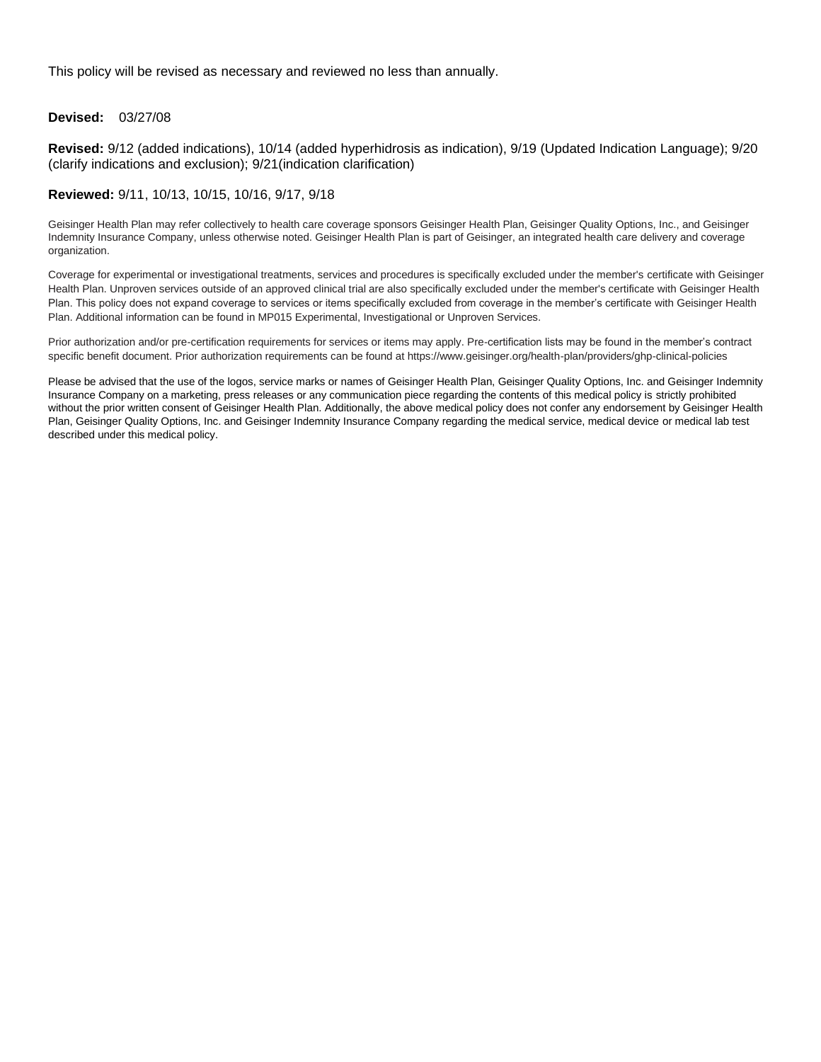This policy will be revised as necessary and reviewed no less than annually.

**Devised:** 03/27/08

**Revised:** 9/12 (added indications), 10/14 (added hyperhidrosis as indication), 9/19 (Updated Indication Language); 9/20 (clarify indications and exclusion); 9/21(indication clarification)

**Reviewed:** 9/11, 10/13, 10/15, 10/16, 9/17, 9/18

Geisinger Health Plan may refer collectively to health care coverage sponsors Geisinger Health Plan, Geisinger Quality Options, Inc., and Geisinger Indemnity Insurance Company, unless otherwise noted. Geisinger Health Plan is part of Geisinger, an integrated health care delivery and coverage organization.

Coverage for experimental or investigational treatments, services and procedures is specifically excluded under the member's certificate with Geisinger Health Plan. Unproven services outside of an approved clinical trial are also specifically excluded under the member's certificate with Geisinger Health Plan. This policy does not expand coverage to services or items specifically excluded from coverage in the member's certificate with Geisinger Health Plan. Additional information can be found in MP015 Experimental, Investigational or Unproven Services.

Prior authorization and/or pre-certification requirements for services or items may apply. Pre-certification lists may be found in the member's contract specific benefit document. Prior authorization requirements can be found at https://www.geisinger.org/health-plan/providers/ghp-clinical-policies

Please be advised that the use of the logos, service marks or names of Geisinger Health Plan, Geisinger Quality Options, Inc. and Geisinger Indemnity Insurance Company on a marketing, press releases or any communication piece regarding the contents of this medical policy is strictly prohibited without the prior written consent of Geisinger Health Plan. Additionally, the above medical policy does not confer any endorsement by Geisinger Health Plan, Geisinger Quality Options, Inc. and Geisinger Indemnity Insurance Company regarding the medical service, medical device or medical lab test described under this medical policy.